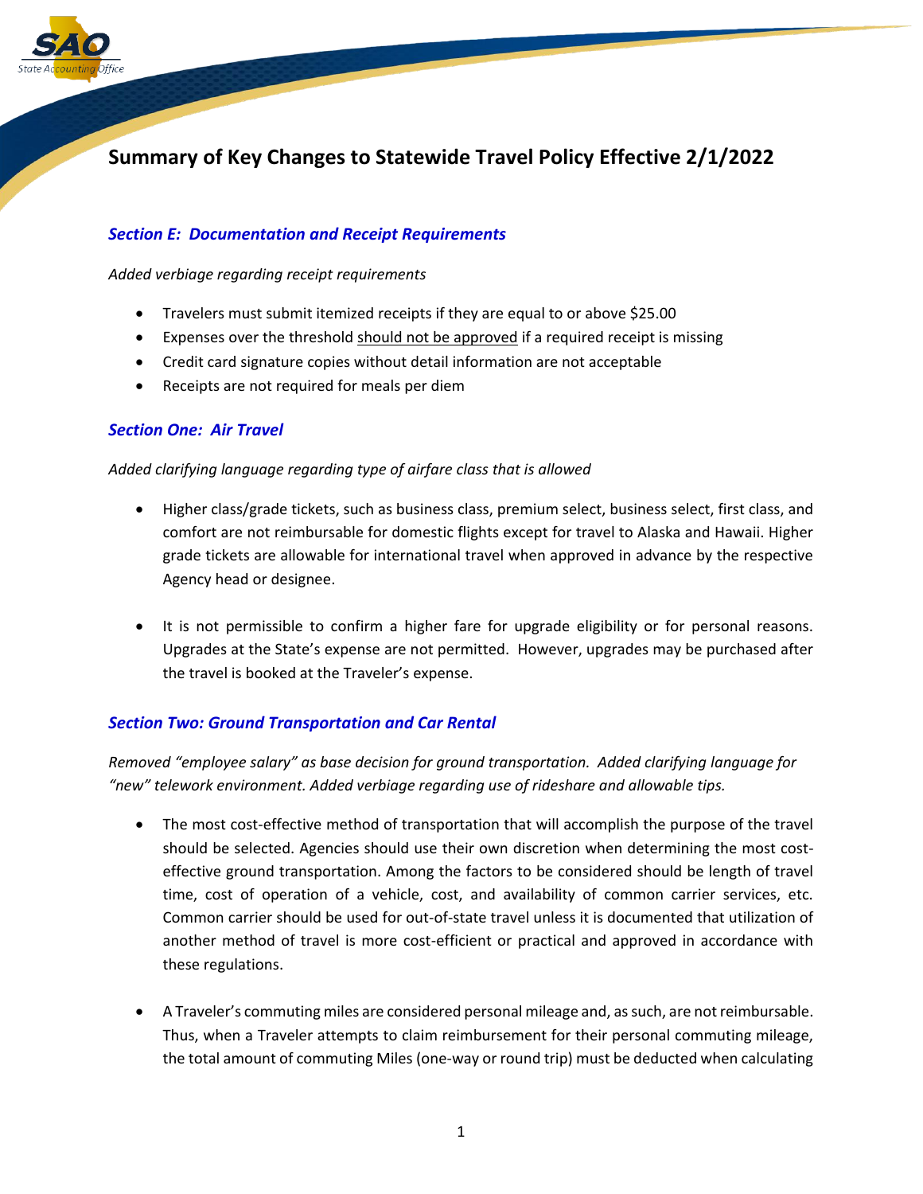# Summary of Key Changes to Statewide Travel Policy Effective 2/1/2022

## *Section E: Documentation and Receipt Requirements*

*Added verbiage regarding receipt requirements*

- Travelers must submit itemized receipts if they are equal to or above $25.00
- Expenses over the threshold <u>should not be approved</u> if a required receipt is missing
- Credit card signature copies without detail information are not acceptable
- Receipts are not required for meals per diem

## *Section One: Air Travel*

*Added clarifying language regarding type of airfare class that is allowed*

- Higher class/grade tickets, such as business class, premium select, business select, first class, and comfort are not reimbursable for domestic flights except for travel to Alaska and Hawaii. Higher grade tickets are allowable for international travel when approved in advance by the respective Agency head or designee.

- It is not permissible to confirm a higher fare for upgrade eligibility or for personal reasons. Upgrades at the State's expense are not permitted. However, upgrades may be purchased after the travel is booked at the Traveler's expense.

## *Section Two: Ground Transportation and Car Rental*

*Removed "employee salary" as base decision for ground transportation. Added clarifying language for "new" telework environment. Added verbiage regarding use of rideshare and allowable tips.*

- The most cost-effective method of transportation that will accomplish the purpose of the travel should be selected. Agencies should use their own discretion when determining the most cost-effective ground transportation. Among the factors to be considered should be length of travel time, cost of operation of a vehicle, cost, and availability of common carrier services, etc. Common carrier should be used for out-of-state travel unless it is documented that utilization of another method of travel is more cost-efficient or practical and approved in accordance with these regulations.

- A Traveler's commuting miles are considered personal mileage and, as such, are not reimbursable. Thus, when a Traveler attempts to claim reimbursement for their personal commuting mileage, the total amount of commuting Miles (one-way or round trip) must be deducted when calculating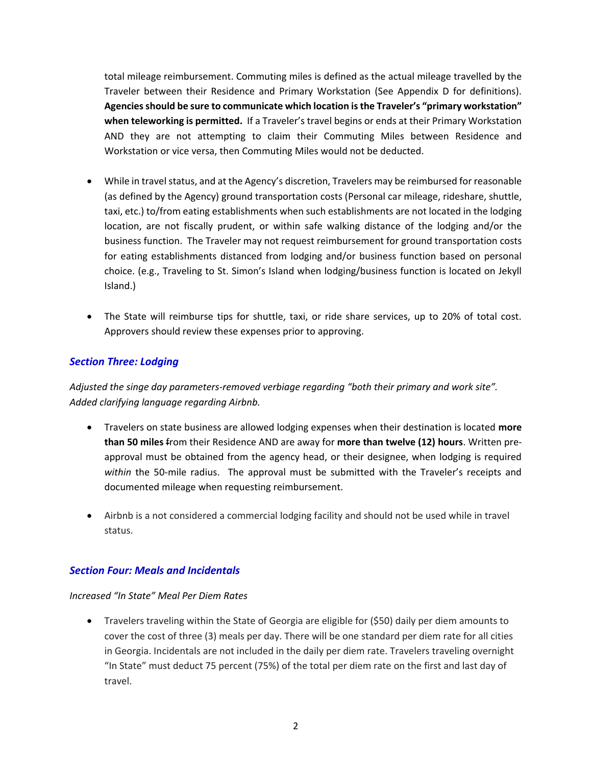total mileage reimbursement. Commuting miles is defined as the actual mileage travelled by the Traveler between their Residence and Primary Workstation (See Appendix D for definitions). **Agencies should be sure to communicate which location is the Traveler's "primary workstation" when teleworking is permitted.** If a Traveler's travel begins or ends at their Primary Workstation AND they are not attempting to claim their Commuting Miles between Residence and Workstation or vice versa, then Commuting Miles would not be deducted.

- While in travel status, and at the Agency's discretion, Travelers may be reimbursed for reasonable (as defined by the Agency) ground transportation costs (Personal car mileage, rideshare, shuttle, taxi, etc.) to/from eating establishments when such establishments are not located in the lodging location, are not fiscally prudent, or within safe walking distance of the lodging and/or the business function. The Traveler may not request reimbursement for ground transportation costs for eating establishments distanced from lodging and/or business function based on personal choice. (e.g., Traveling to St. Simon's Island when lodging/business function is located on Jekyll Island.)

- The State will reimburse tips for shuttle, taxi, or ride share services, up to 20% of total cost. Approvers should review these expenses prior to approving.

## *Section Three: Lodging*

*Adjusted the singe day parameters-removed verbiage regarding "both their primary and work site". Added clarifying language regarding Airbnb.*

- Travelers on state business are allowed lodging expenses when their destination is located **more than 50 miles** from their Residence AND are away for **more than twelve (12) hours**. Written pre-approval must be obtained from the agency head, or their designee, when lodging is required *within* the 50-mile radius. The approval must be submitted with the Traveler's receipts and documented mileage when requesting reimbursement.

- Airbnb is a not considered a commercial lodging facility and should not be used while in travel status.

## *Section Four: Meals and Incidentals*

*Increased "In State" Meal Per Diem Rates*

- Travelers traveling within the State of Georgia are eligible for ($50) daily per diem amounts to cover the cost of three (3) meals per day. There will be one standard per diem rate for all cities in Georgia. Incidentals are not included in the daily per diem rate. Travelers traveling overnight "In State" must deduct 75 percent (75%) of the total per diem rate on the first and last day of travel.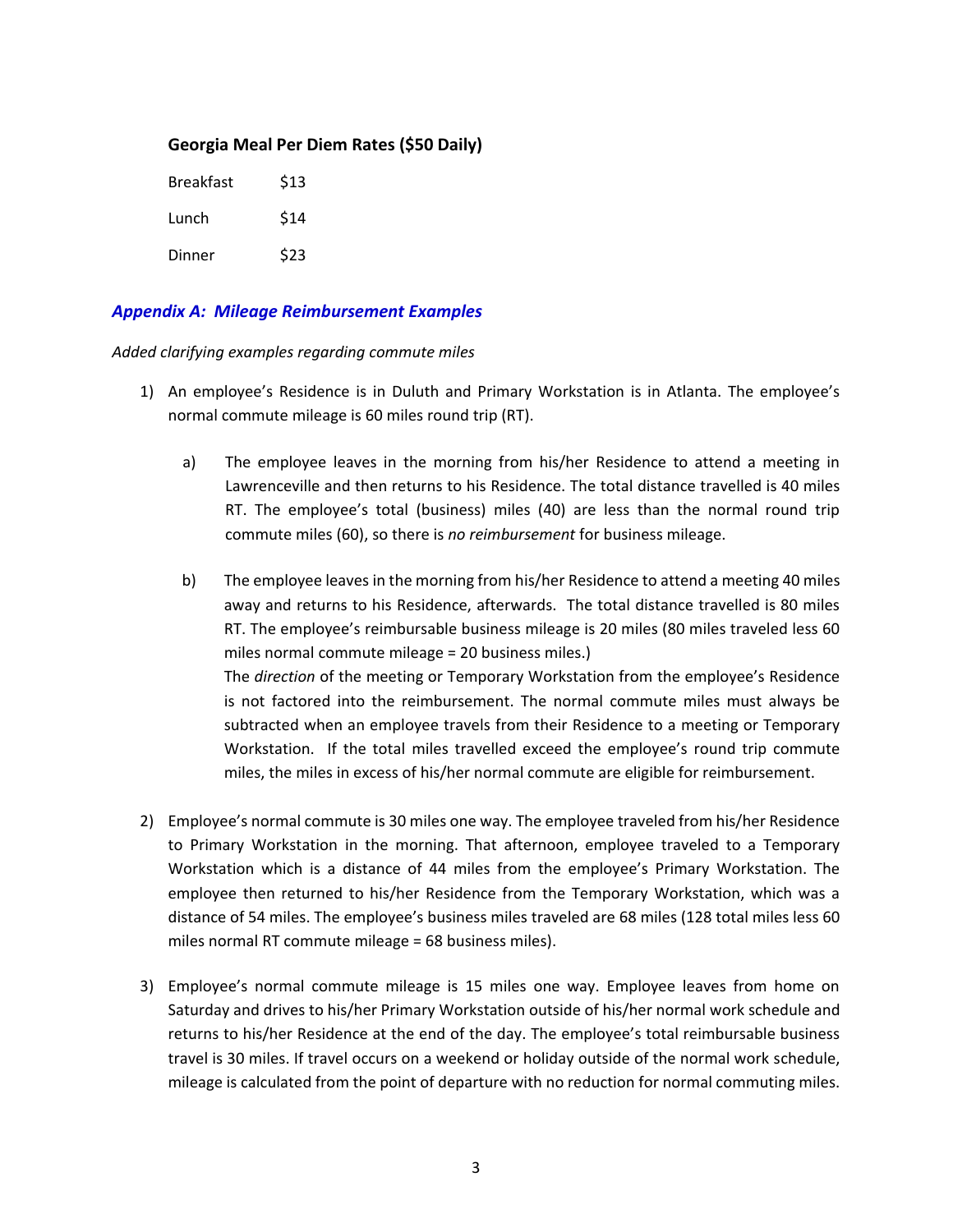### Georgia Meal Per Diem Rates ($50 Daily)

| | |
|---|---|
| Breakfast | $13 |
| Lunch | $14 |
| Dinner | $23 |

## *Appendix A: Mileage Reimbursement Examples*

*Added clarifying examples regarding commute miles*

1) An employee's Residence is in Duluth and Primary Workstation is in Atlanta. The employee's normal commute mileage is 60 miles round trip (RT).

    a) The employee leaves in the morning from his/her Residence to attend a meeting in Lawrenceville and then returns to his Residence. The total distance travelled is 40 miles RT. The employee's total (business) miles (40) are less than the normal round trip commute miles (60), so there is *no reimbursement* for business mileage.

    b) The employee leaves in the morning from his/her Residence to attend a meeting 40 miles away and returns to his Residence, afterwards. The total distance travelled is 80 miles RT. The employee's reimbursable business mileage is 20 miles (80 miles traveled less 60 miles normal commute mileage = 20 business miles.)
    The *direction* of the meeting or Temporary Workstation from the employee's Residence is not factored into the reimbursement. The normal commute miles must always be subtracted when an employee travels from their Residence to a meeting or Temporary Workstation. If the total miles travelled exceed the employee's round trip commute miles, the miles in excess of his/her normal commute are eligible for reimbursement.

2) Employee's normal commute is 30 miles one way. The employee traveled from his/her Residence to Primary Workstation in the morning. That afternoon, employee traveled to a Temporary Workstation which is a distance of 44 miles from the employee's Primary Workstation. The employee then returned to his/her Residence from the Temporary Workstation, which was a distance of 54 miles. The employee's business miles traveled are 68 miles (128 total miles less 60 miles normal RT commute mileage = 68 business miles).

3) Employee's normal commute mileage is 15 miles one way. Employee leaves from home on Saturday and drives to his/her Primary Workstation outside of his/her normal work schedule and returns to his/her Residence at the end of the day. The employee's total reimbursable business travel is 30 miles. If travel occurs on a weekend or holiday outside of the normal work schedule, mileage is calculated from the point of departure with no reduction for normal commuting miles.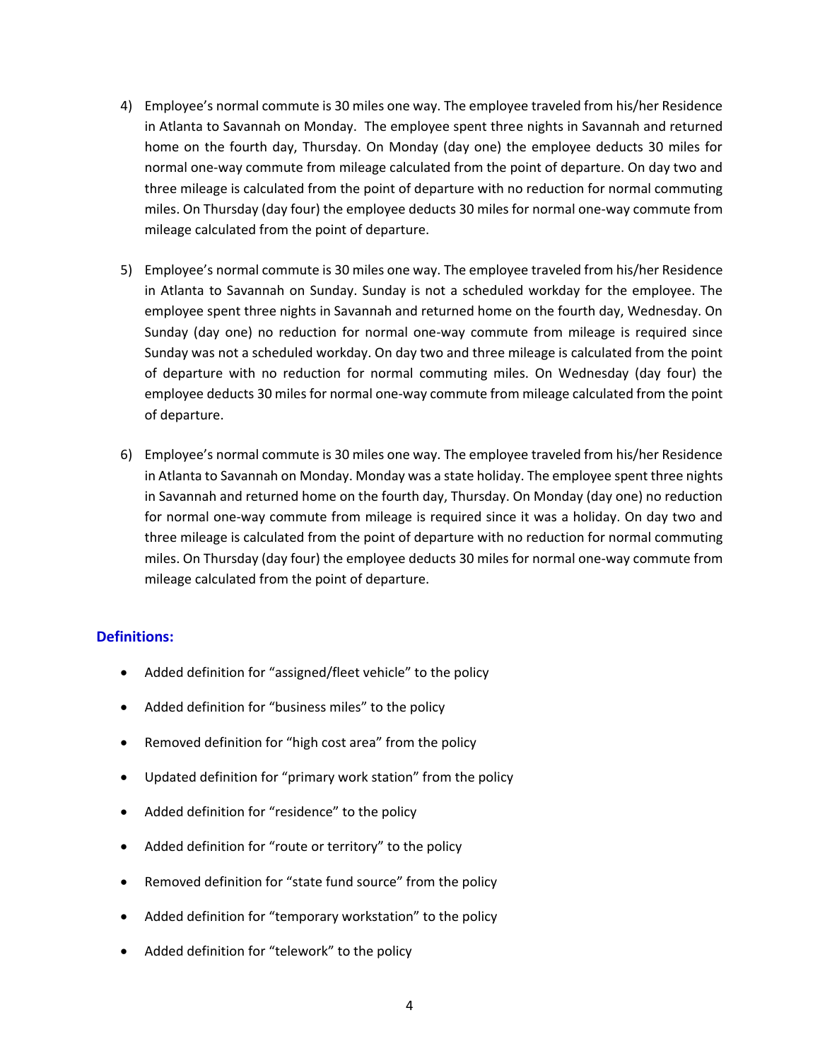4) Employee's normal commute is 30 miles one way. The employee traveled from his/her Residence in Atlanta to Savannah on Monday. The employee spent three nights in Savannah and returned home on the fourth day, Thursday. On Monday (day one) the employee deducts 30 miles for normal one-way commute from mileage calculated from the point of departure. On day two and three mileage is calculated from the point of departure with no reduction for normal commuting miles. On Thursday (day four) the employee deducts 30 miles for normal one-way commute from mileage calculated from the point of departure.

5) Employee's normal commute is 30 miles one way. The employee traveled from his/her Residence in Atlanta to Savannah on Sunday. Sunday is not a scheduled workday for the employee. The employee spent three nights in Savannah and returned home on the fourth day, Wednesday. On Sunday (day one) no reduction for normal one-way commute from mileage is required since Sunday was not a scheduled workday. On day two and three mileage is calculated from the point of departure with no reduction for normal commuting miles. On Wednesday (day four) the employee deducts 30 miles for normal one-way commute from mileage calculated from the point of departure.

6) Employee's normal commute is 30 miles one way. The employee traveled from his/her Residence in Atlanta to Savannah on Monday. Monday was a state holiday. The employee spent three nights in Savannah and returned home on the fourth day, Thursday. On Monday (day one) no reduction for normal one-way commute from mileage is required since it was a holiday. On day two and three mileage is calculated from the point of departure with no reduction for normal commuting miles. On Thursday (day four) the employee deducts 30 miles for normal one-way commute from mileage calculated from the point of departure.

### Definitions:

- Added definition for "assigned/fleet vehicle" to the policy
- Added definition for "business miles" to the policy
- Removed definition for "high cost area" from the policy
- Updated definition for "primary work station" from the policy
- Added definition for "residence" to the policy
- Added definition for "route or territory" to the policy
- Removed definition for "state fund source" from the policy
- Added definition for "temporary workstation" to the policy
- Added definition for "telework" to the policy